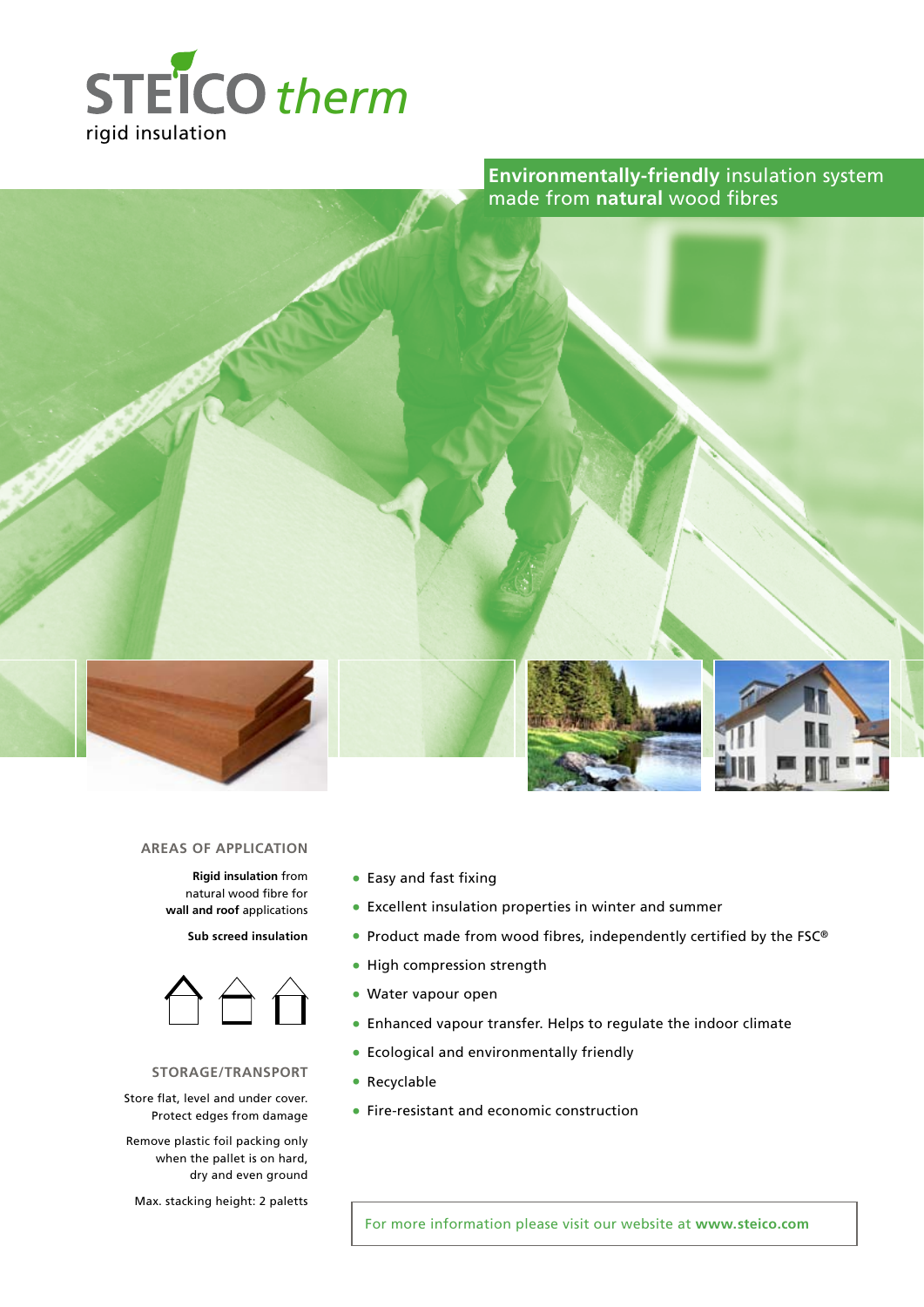# STEICO therm

rigid insulation

**Environmentally-friendly** insulation system made from **natural** wood fibres

## AREAS OF APPLICATION

**Rigid insulation** from natural wood fibre for **wall and roof** applications

**Sub screed insulation**

## STORAGE/TRANSPORT

Store flat, level and under cover. Protect edges from damage

Remove plastic foil packing only when the pallet is on hard, dry and even ground

Max. stacking height: 2 paletts

- Easy and fast fixing
- Excellent insulation properties in winter and summer
- Product made from wood fibres, independently certified by the FSC®
- High compression strength
- Water vapour open
- Enhanced vapour transfer. Helps to regulate the indoor climate
- Ecological and environmentally friendly
- Recyclable
- Fire-resistant and economic construction

For more information please visit our website at **www.steico.com**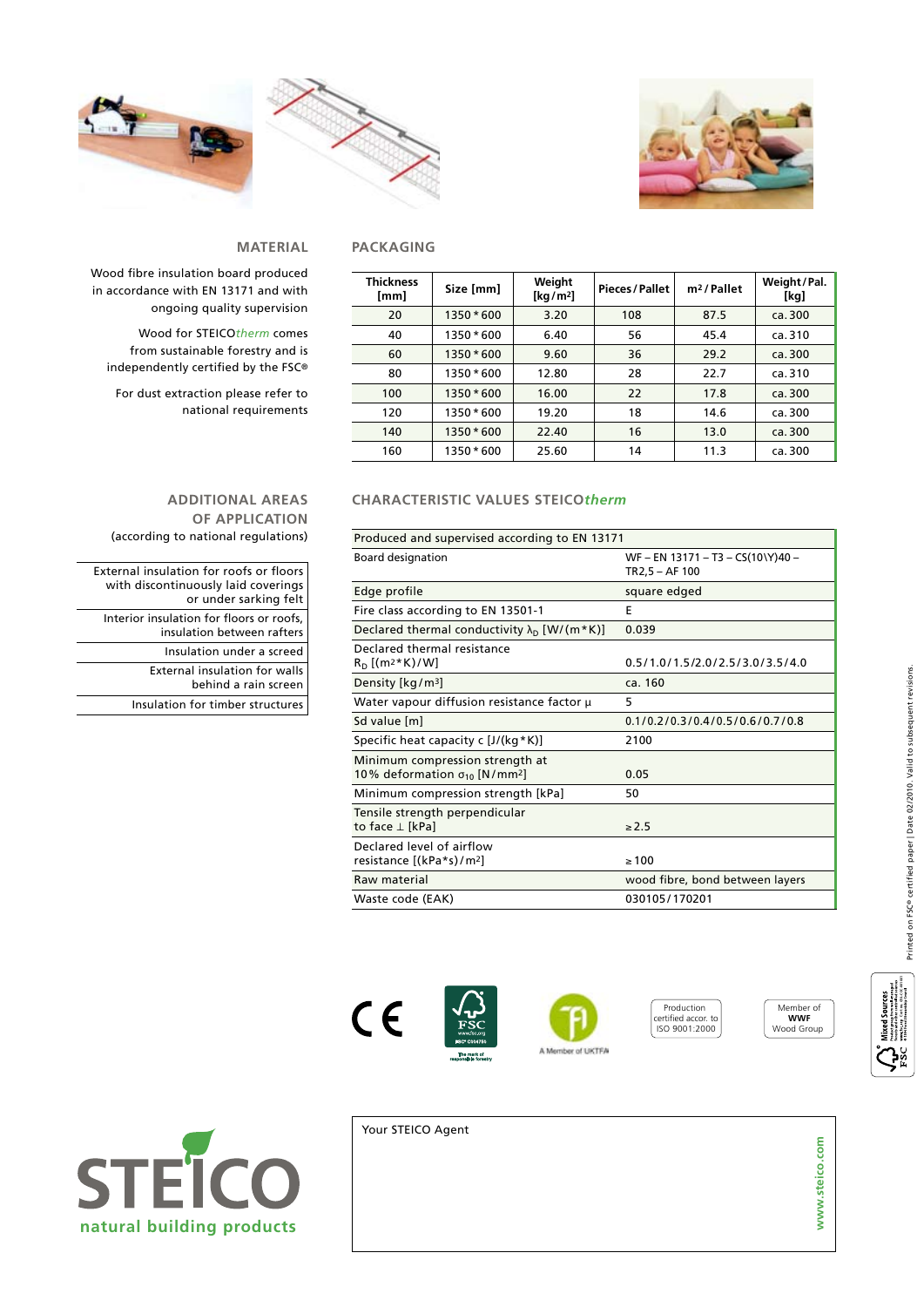## MATERIAL

Wood fibre insulation board produced in accordance with EN 13171 and with ongoing quality supervision

Wood for STEICO*therm* comes from sustainable forestry and is independently certified by the FSC®

For dust extraction please refer to national requirements

## PACKAGING

| Thickness [mm] | Size [mm] | Weight [kg/m²] | Pieces/Pallet | m²/Pallet | Weight/Pal. [kg] |
|---|---|---|---|---|---|
| 20 | 1350*600 | 3.20 | 108 | 87.5 | ca. 300 |
| 40 | 1350*600 | 6.40 | 56 | 45.4 | ca. 310 |
| 60 | 1350*600 | 9.60 | 36 | 29.2 | ca. 300 |
| 80 | 1350*600 | 12.80 | 28 | 22.7 | ca. 310 |
| 100 | 1350*600 | 16.00 | 22 | 17.8 | ca. 300 |
| 120 | 1350*600 | 19.20 | 18 | 14.6 | ca. 300 |
| 140 | 1350*600 | 22.40 | 16 | 13.0 | ca. 300 |
| 160 | 1350*600 | 25.60 | 14 | 11.3 | ca. 300 |

## ADDITIONAL AREAS OF APPLICATION

(according to national regulations)

- External insulation for roofs or floors with discontinuously laid coverings or under sarking felt
- Interior insulation for floors or roofs, insulation between rafters
- Insulation under a screed
- External insulation for walls behind a rain screen
- Insulation for timber structures

## CHARACTERISTIC VALUES STEICO*therm*

| | |
|---|---|
| Produced and supervised according to EN 13171 | |
| Board designation | WF – EN 13171 – T3 – CS(10\Y)40 – TR2,5 – AF 100 |
| Edge profile | square edged |
| Fire class according to EN 13501-1 | E |
| Declared thermal conductivity $\lambda_D$ [W/(m*K)] | 0.039 |
| Declared thermal resistance $R_D$ [(m²*K)/W] | 0.5/1.0/1.5/2.0/2.5/3.0/3.5/4.0 |
| Density [kg/m³] | ca. 160 |
| Water vapour diffusion resistance factor µ | 5 |
| Sd value [m] | 0.1/0.2/0.3/0.4/0.5/0.6/0.7/0.8 |
| Specific heat capacity c [J/(kg*K)] | 2100 |
| Minimum compression strength at 10% deformation $\sigma_{10}$ [N/mm²] | 0.05 |
| Minimum compression strength [kPa] | 50 |
| Tensile strength perpendicular to face ⊥ [kPa] | ≥ 2.5 |
| Declared level of airflow resistance [(kPa*s)/m²] | ≥ 100 |
| Raw material | wood fibre, bond between layers |
| Waste code (EAK) | 030105/170201 |

A Member of UKTFA

Production certified accor. to ISO 9001:2000

Member of WWF Wood Group

Printed on FSC® certified paper | Date 02/2010. Valid to subsequent revisions.

STEICO natural building products

Your STEICO Agent

www.steico.com